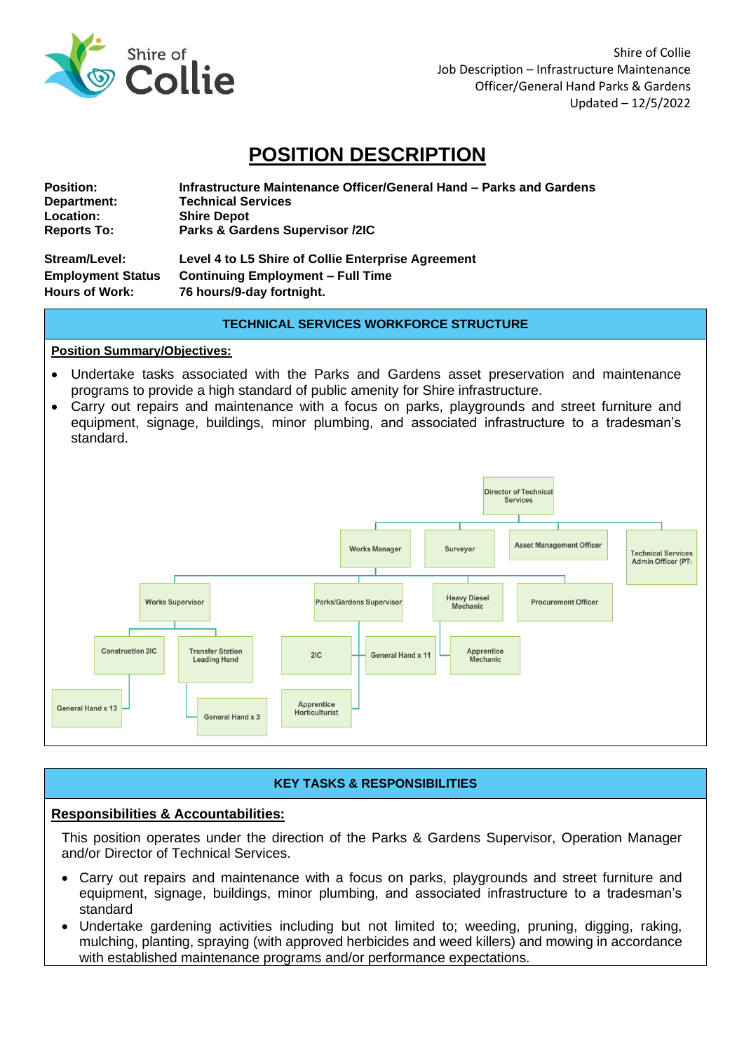Shire of Collie
Job Description – Infrastructure Maintenance Officer/General Hand Parks & Gardens
Updated – 12/5/2022

# POSITION DESCRIPTION

| | |
|---|---|
| **Position:** | **Infrastructure Maintenance Officer/General Hand – Parks and Gardens** |
| **Department:** | **Technical Services** |
| **Location:** | **Shire Depot** |
| **Reports To:** | **Parks & Gardens Supervisor /2IC** |
| **Stream/Level:** | **Level 4 to L5 Shire of Collie Enterprise Agreement** |
| **Employment Status** | **Continuing Employment – Full Time** |
| **Hours of Work:** | **76 hours/9-day fortnight.** |

## TECHNICAL SERVICES WORKFORCE STRUCTURE

**Position Summary/Objectives:**

- Undertake tasks associated with the Parks and Gardens asset preservation and maintenance programs to provide a high standard of public amenity for Shire infrastructure.
- Carry out repairs and maintenance with a focus on parks, playgrounds and street furniture and equipment, signage, buildings, minor plumbing, and associated infrastructure to a tradesman's standard.

Director of Technical Services
Works Manager
Surveyor
Asset Management Officer
Technical Services Admin Officer (PT)
Works Supervisor
Parks/Gardens Supervisor
Heavy Diesel Mechanic
Procurement Officer
Construction 2IC
Transfer Station Leading Hand
2IC
General Hand x 11
Apprentice Mechanic
General Hand x 13
General Hand x 3
Apprentice Horticulturist

## KEY TASKS & RESPONSIBILITIES

**Responsibilities & Accountabilities:**

This position operates under the direction of the Parks & Gardens Supervisor, Operation Manager and/or Director of Technical Services.

- Carry out repairs and maintenance with a focus on parks, playgrounds and street furniture and equipment, signage, buildings, minor plumbing, and associated infrastructure to a tradesman's standard
- Undertake gardening activities including but not limited to; weeding, pruning, digging, raking, mulching, planting, spraying (with approved herbicides and weed killers) and mowing in accordance with established maintenance programs and/or performance expectations.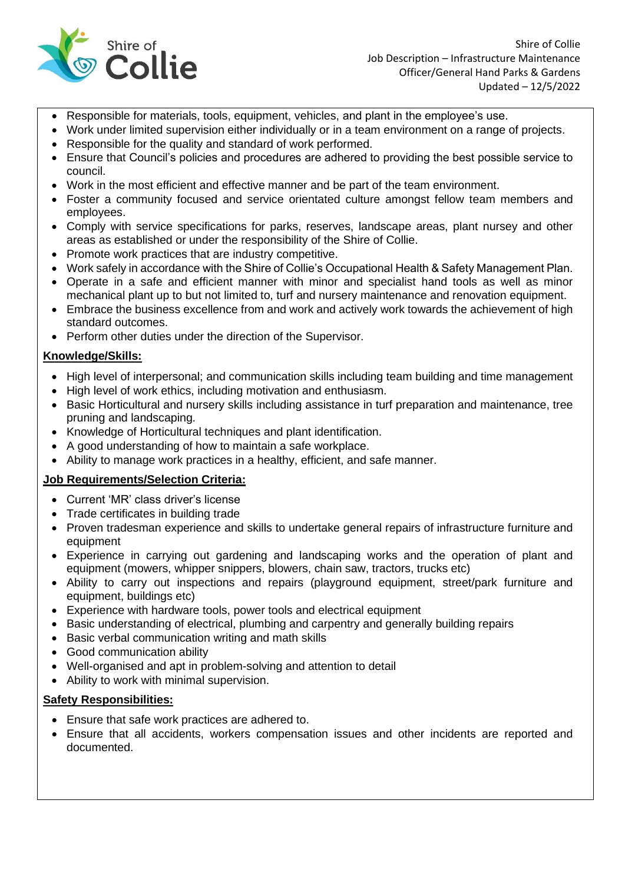- Responsible for materials, tools, equipment, vehicles, and plant in the employee's use.
- Work under limited supervision either individually or in a team environment on a range of projects.
- Responsible for the quality and standard of work performed.
- Ensure that Council's policies and procedures are adhered to providing the best possible service to council.
- Work in the most efficient and effective manner and be part of the team environment.
- Foster a community focused and service orientated culture amongst fellow team members and employees.
- Comply with service specifications for parks, reserves, landscape areas, plant nursey and other areas as established or under the responsibility of the Shire of Collie.
- Promote work practices that are industry competitive.
- Work safely in accordance with the Shire of Collie's Occupational Health & Safety Management Plan.
- Operate in a safe and efficient manner with minor and specialist hand tools as well as minor mechanical plant up to but not limited to, turf and nursery maintenance and renovation equipment.
- Embrace the business excellence from and work and actively work towards the achievement of high standard outcomes.
- Perform other duties under the direction of the Supervisor.

**Knowledge/Skills:**

- High level of interpersonal; and communication skills including team building and time management
- High level of work ethics, including motivation and enthusiasm.
- Basic Horticultural and nursery skills including assistance in turf preparation and maintenance, tree pruning and landscaping.
- Knowledge of Horticultural techniques and plant identification.
- A good understanding of how to maintain a safe workplace.
- Ability to manage work practices in a healthy, efficient, and safe manner.

**Job Requirements/Selection Criteria:**

- Current 'MR' class driver's license
- Trade certificates in building trade
- Proven tradesman experience and skills to undertake general repairs of infrastructure furniture and equipment
- Experience in carrying out gardening and landscaping works and the operation of plant and equipment (mowers, whipper snippers, blowers, chain saw, tractors, trucks etc)
- Ability to carry out inspections and repairs (playground equipment, street/park furniture and equipment, buildings etc)
- Experience with hardware tools, power tools and electrical equipment
- Basic understanding of electrical, plumbing and carpentry and generally building repairs
- Basic verbal communication writing and math skills
- Good communication ability
- Well-organised and apt in problem-solving and attention to detail
- Ability to work with minimal supervision.

**Safety Responsibilities:**

- Ensure that safe work practices are adhered to.
- Ensure that all accidents, workers compensation issues and other incidents are reported and documented.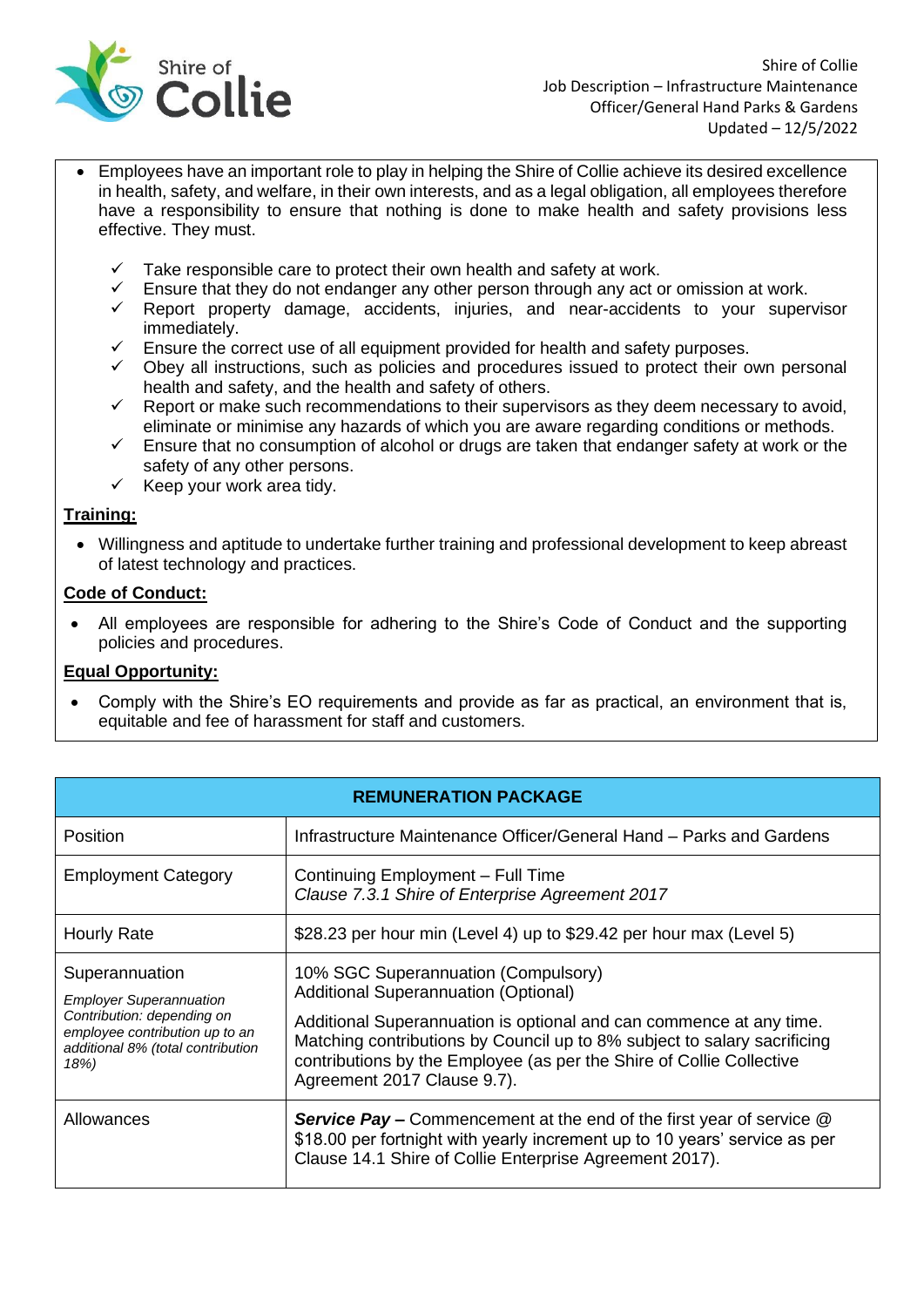- Employees have an important role to play in helping the Shire of Collie achieve its desired excellence in health, safety, and welfare, in their own interests, and as a legal obligation, all employees therefore have a responsibility to ensure that nothing is done to make health and safety provisions less effective. They must.
  - ✓ Take responsible care to protect their own health and safety at work.
  - ✓ Ensure that they do not endanger any other person through any act or omission at work.
  - ✓ Report property damage, accidents, injuries, and near-accidents to your supervisor immediately.
  - ✓ Ensure the correct use of all equipment provided for health and safety purposes.
  - ✓ Obey all instructions, such as policies and procedures issued to protect their own personal health and safety, and the health and safety of others.
  - ✓ Report or make such recommendations to their supervisors as they deem necessary to avoid, eliminate or minimise any hazards of which you are aware regarding conditions or methods.
  - ✓ Ensure that no consumption of alcohol or drugs are taken that endanger safety at work or the safety of any other persons.
  - ✓ Keep your work area tidy.

**Training:**

- Willingness and aptitude to undertake further training and professional development to keep abreast of latest technology and practices.

**Code of Conduct:**

- All employees are responsible for adhering to the Shire's Code of Conduct and the supporting policies and procedures.

**Equal Opportunity:**

- Comply with the Shire's EO requirements and provide as far as practical, an environment that is, equitable and fee of harassment for staff and customers.

| REMUNERATION PACKAGE | |
|---|---|
| Position | Infrastructure Maintenance Officer/General Hand – Parks and Gardens |
| Employment Category | Continuing Employment – Full Time<br>*Clause 7.3.1 Shire of Enterprise Agreement 2017* |
| Hourly Rate | \$28.23 per hour min (Level 4) up to \$29.42 per hour max (Level 5) |
| Superannuation<br>*Employer Superannuation Contribution: depending on employee contribution up to an additional 8% (total contribution 18%)* | 10% SGC Superannuation (Compulsory)<br>Additional Superannuation (Optional)<br>Additional Superannuation is optional and can commence at any time. Matching contributions by Council up to 8% subject to salary sacrificing contributions by the Employee (as per the Shire of Collie Collective Agreement 2017 Clause 9.7). |
| Allowances | ***Service Pay –*** Commencement at the end of the first year of service @ \$18.00 per fortnight with yearly increment up to 10 years' service as per Clause 14.1 Shire of Collie Enterprise Agreement 2017). |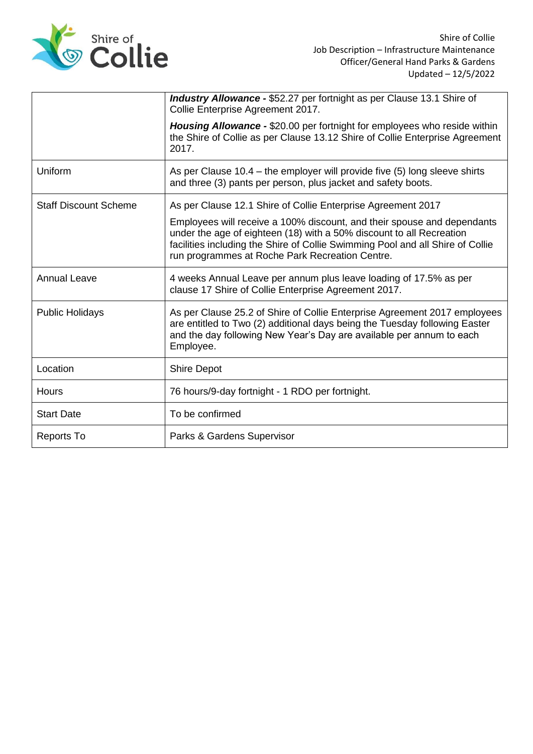| | |
|---|---|
| | ***Industry Allowance -*** $52.27 per fortnight as per Clause 13.1 Shire of Collie Enterprise Agreement 2017.<br><br>***Housing Allowance -*** $20.00 per fortnight for employees who reside within the Shire of Collie as per Clause 13.12 Shire of Collie Enterprise Agreement 2017. |
| Uniform | As per Clause 10.4 – the employer will provide five (5) long sleeve shirts and three (3) pants per person, plus jacket and safety boots. |
| Staff Discount Scheme | As per Clause 12.1 Shire of Collie Enterprise Agreement 2017<br><br>Employees will receive a 100% discount, and their spouse and dependants under the age of eighteen (18) with a 50% discount to all Recreation facilities including the Shire of Collie Swimming Pool and all Shire of Collie run programmes at Roche Park Recreation Centre. |
| Annual Leave | 4 weeks Annual Leave per annum plus leave loading of 17.5% as per clause 17 Shire of Collie Enterprise Agreement 2017. |
| Public Holidays | As per Clause 25.2 of Shire of Collie Enterprise Agreement 2017 employees are entitled to Two (2) additional days being the Tuesday following Easter and the day following New Year's Day are available per annum to each Employee. |
| Location | Shire Depot |
| Hours | 76 hours/9-day fortnight - 1 RDO per fortnight. |
| Start Date | To be confirmed |
| Reports To | Parks & Gardens Supervisor |